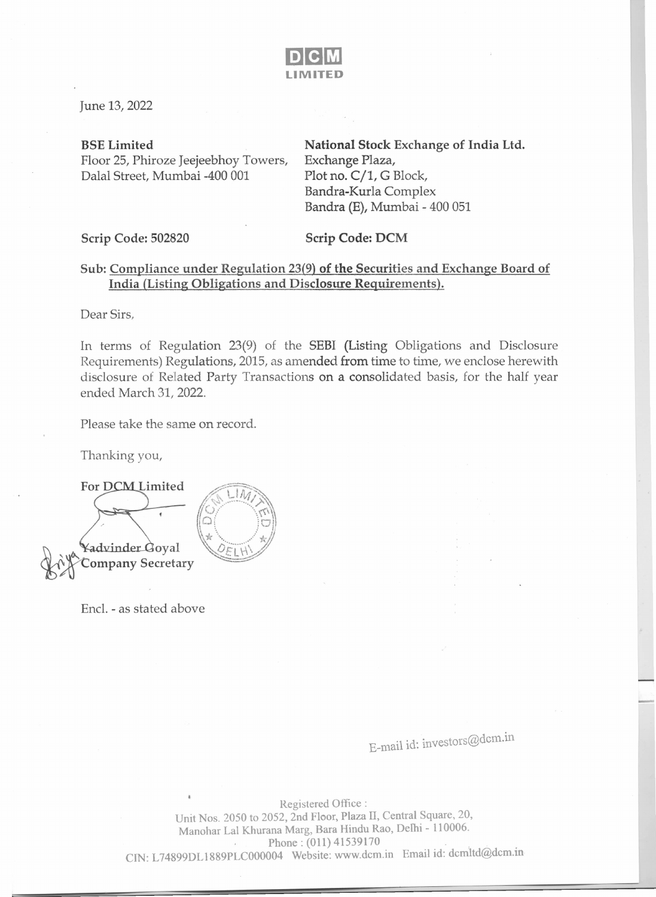**DCM LIMITED**

June 13, 2022

**BSE Limited**
Floor 25, Phiroze Jeejeebhoy Towers,
Dalal Street, Mumbai -400 001

**Scrip Code: 502820**

**National Stock Exchange of India Ltd.**
Exchange Plaza,
Plot no. C/1, G Block,
Bandra-Kurla Complex
Bandra (E), Mumbai - 400 051

**Scrip Code: DCM**

**Sub: Compliance under Regulation 23(9) of the Securities and Exchange Board of India (Listing Obligations and Disclosure Requirements).**

Dear Sirs,

In terms of Regulation 23(9) of the SEBI (Listing Obligations and Disclosure Requirements) Regulations, 2015, as amended from time to time, we enclose herewith disclosure of Related Party Transactions on a consolidated basis, for the half year ended March 31, 2022.

Please take the same on record.

Thanking you,

**For DCM Limited**

Yadvinder Goyal
**Company Secretary**

Encl. - as stated above

E-mail id: investors@dcm.in

Registered Office :
Unit Nos. 2050 to 2052, 2nd Floor, Plaza II, Central Square, 20,
Manohar Lal Khurana Marg, Bara Hindu Rao, Delhi - 110006.
Phone : (011) 41539170
CIN: L74899DL1889PLC000004 Website: www.dcm.in Email id: dcmltd@dcm.in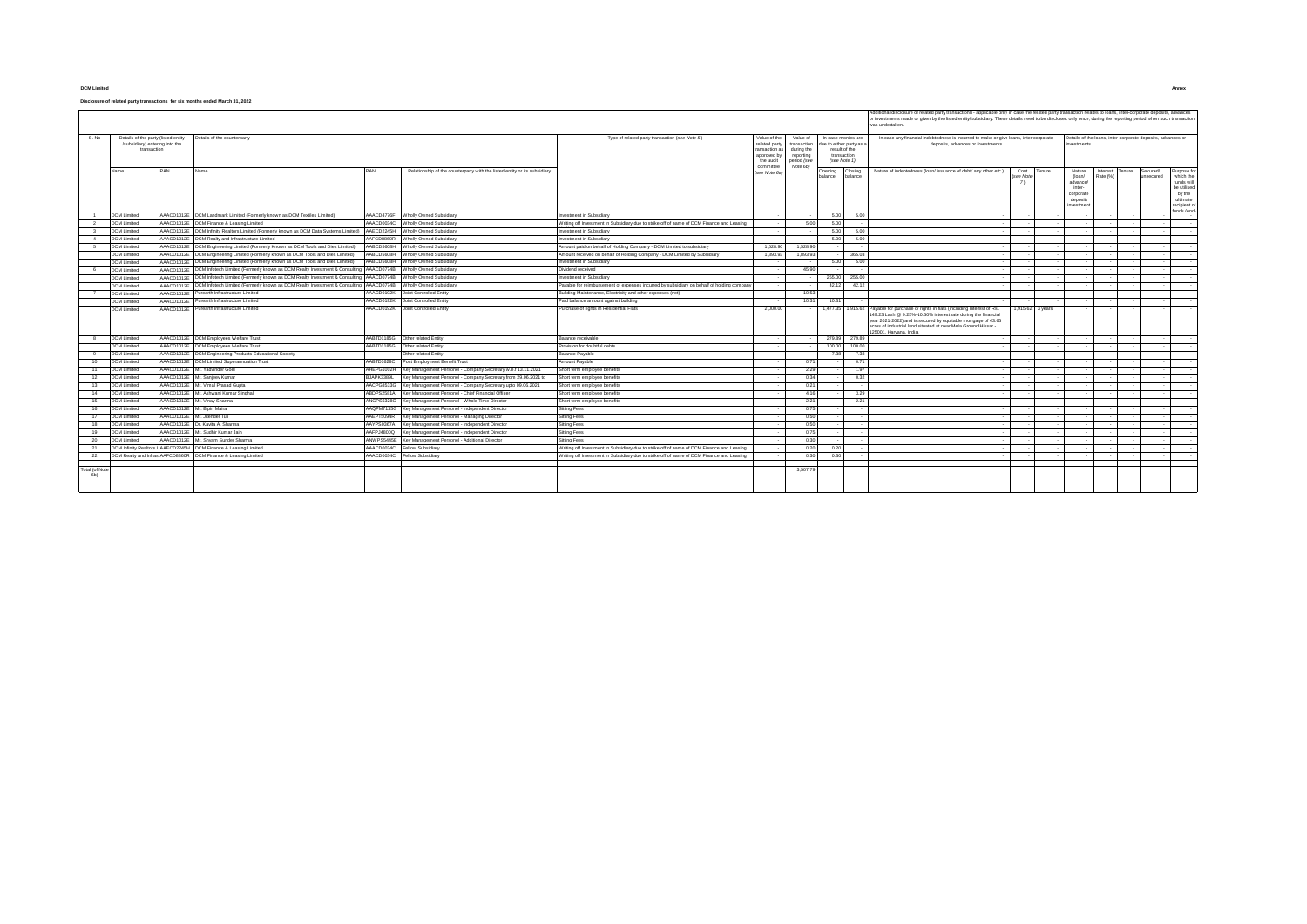**DCM Limited**

**Annex**

**Disclosure of related party transactions for six months ended March 31, 2022**

| S. No | Details of the party (listed entity /subsidiary) entering into the transaction | | Details of the counterparty | | | Type of related party transaction (see Note 5) | Value of the related party transaction as approved by the audit committee (see Note 6a) | Value of transaction during the reporting period (see Note 6b) | In case monies are due to either party as a result of the transaction (see Note 1) | | Additional disclosure of related party transactions - applicable only in case the related party transaction relates to loans, inter-corporate deposits, advances or investments made or given by the listed entity/subsidiary. These details need to be disclosed only once, during the reporting period when such transaction was undertaken. In case any financial indebtedness is incurred to make or give loans, inter-corporate deposits, advances or investments | | | Details of the loans, inter-corporate deposits, advances or investments | | | | |
|---|---|---|---|---|---|---|---|---|---|---|---|---|---|---|---|---|---|---|
| | Name | PAN | Name | PAN | Relationship of the counterparty with the listed entity or its subsidiary | | | | Opening balance | Closing balance | Nature of indebtedness (loan/ issuance of debt/ any other etc.) | Cost (see Note 7) | Tenure | Nature (loan/ advance/ inter-corporate deposit/ investment | Interest Rate (%) | Tenure | Secured/ unsecured | Purpose for which the funds will be utilised by the ultimate recipient of funds (end-usage) |
| 1 | DCM Limited | AAACD1012E | DCM Landmark Limited (Formerly known as DCM Textiles Limited) | AAACD4776F | Wholly Owned Subsidiary | Investment in Subsidiary | - | - | 5.00 | 5.00 | - | - | - | - | - | - | - | - |
| 2 | DCM Limited | AAACD1012E | DCM Finance & Leasing Limited | AAACD0034C | Wholly Owned Subsidiary | Writing off investment in Subsidiary due to strike off of name of DCM Finance and Leasing | - | 5.00 | 5.00 | - | - | - | - | - | - | - | - | - |
| 3 | DCM Limited | AAACD1012E | DCM Infinity Realtors Limited (Formerly known as DCM Data Systems Limited) | AAECD2245H | Wholly Owned Subsidiary | Investment in Subsidiary | - | - | 5.00 | 5.00 | - | - | - | - | - | - | - | - |
| 4 | DCM Limited | AAACD1012E | DCM Realty and Infrastructure Limited | AAFCD8860R | Wholly Owned Subsidiary | Investment in Subsidiary | - | - | 5.00 | 5.00 | - | - | - | - | - | - | - | - |
| 5 | DCM Limited | AAACD1012E | DCM Engineering Limited (Formerly Known as DCM Tools and Dies Limited) | AABCD5808H | Wholly Owned Subsidiary | Amount paid on behalf of Holding Company - DCM Limited to subsidiary | 1,528.90 | 1,528.90 | - | - | - | - | - | - | - | - | - | - |
| | DCM Limited | AAACD1012E | DCM Engineering Limited (Formerly known as DCM Tools and Dies Limited) | AABCD5808H | Wholly Owned Subsidiary | Amount received on behalf of Holding Company - DCM Limited by Subsidiary | 1,893.93 | 1,893.93 | - | 365.03 | - | - | - | - | - | - | - | - |
| | DCM Limited | AAACD1012E | DCM Engineering Limited (Formerly known as DCM Tools and Dies Limited) | AABCD5808H | Wholly Owned Subsidiary | Investment in Subsidiary | - | - | 5.00 | 5.00 | - | - | - | - | - | - | - | - |
| 6 | DCM Limited | AAACD1012E | DCM Infotech Limited (Formerly known as DCM Realty Investment & Consulting Limited) | AAACD0774B | Wholly Owned Subsidiary | Dividend received | - | 45.90 | - | - | - | - | - | - | - | - | - | - |
| | DCM Limited | AAACD1012E | DCM Infotech Limited (Formerly known as DCM Realty Investment & Consulting Limited) | AAACD0774B | Wholly Owned Subsidiary | Investment in Subsidiary | - | - | 255.00 | 255.00 | - | - | - | - | - | - | - | - |
| | DCM Limited | AAACD1012E | DCM Infotech Limited (Formerly known as DCM Realty Investment & Consulting Limited) | AAACD0774B | Wholly Owned Subsidiary | Payable for reimbursement of expenses incurred by subsidiary on behalf of holding company | - | - | 42.12 | 42.12 | - | - | - | - | - | - | - | - |
| 7 | DCM Limited | AAACD1012E | Purearth Infrastructure Limited | AAACD0192K | Joint Controlled Entity | Building Maintenance, Electricity and other expenses (net) | - | 10.53 | - | - | - | - | - | - | - | - | - | - |
| | DCM Limited | AAACD1012E | Purearth Infrastructure Limited | AAACD0192K | Joint Controlled Entity | Paid balance amount against building | - | 10.31 | 10.31 | - | - | - | - | - | - | - | - | - |
| | DCM Limited | AAACD1012E | Purearth Infrastructure Limited | AAACD0192K | Joint Controlled Entity | Purchase of rights in Residential Flats | 2,000.00 | - | 1,477.35 | 1,915.62 | Payable for purchase of rights in flats (including Interest of Rs. 149.23 Lakh @ 9.25%-10.50% interest rate during the financial year 2021-2022) and is secured by equitable mortgage of 43.65 acres of industrial land situated at near Mela Ground Hissar - 125001, Haryana, India. | 1,915.62 | 3 years | - | - | - | - | - |
| 8 | DCM Limited | AAACD1012E | DCM Employees Welfare Trust | AABTD1185G | Other related Entity | Balance receivable | - | - | 279.89 | 279.89 | - | - | - | - | - | - | - | - |
| | DCM Limited | AAACD1012E | DCM Employees Welfare Trust | AABTD1185G | Other related Entity | Provision for doubtful debts | - | - | 100.00 | 100.00 | - | - | - | - | - | - | - | - |
| 9 | DCM Limited | AAACD1012E | DCM Engineering Products Educational Society | | Other related Entity | Balance Payable | - | - | 7.38 | 7.38 | - | - | - | - | - | - | - | - |
| 10 | DCM Limited | AAACD1012E | DCM Limited Superannuation Trust | AABTD1628C | Post Employment Benefit Trust | Amount Payable | - | 0.71 | - | 0.71 | - | - | - | - | - | - | - | - |
| 11 | DCM Limited | AAACD1012E | Mr. Yadvinder Goel | AHEPG1002H | Key Management Personel - Company Secretary w.e.f 13.11.2021 | Short term employee benefits | - | 2.29 | - | 1.97 | - | - | - | - | - | - | - | - |
| 12 | DCM Limited | AAACD1012E | Mr. Sanjeev Kumar | BJAPK2389L | Key Management Personel - Company Secretary from 29.06.2021 to | Short term employee benefits | - | 0.34 | - | 0.32 | - | - | - | - | - | - | - | - |
| 13 | DCM Limited | AAACD1012E | Mr. Vimal Prasad Gupta | AACPG8533G | Key Management Personel - Company Secretary upto 09.06.2021 | Short term employee benefits | - | 0.21 | - | - | - | - | - | - | - | - | - | - |
| 14 | DCM Limited | AAACD1012E | Mr. Ashwani Kumar Singhal | ABDPS2581A | Key Management Personel - Chief Financial Officer | Short term employee benefits | - | 4.16 | - | 3.29 | - | - | - | - | - | - | - | - |
| 15 | DCM Limited | AAACD1012E | Mr. Vinay Sharma | ANGPS6328G | Key Management Personel - Whole Time Director | Short term employee benefits | - | 2.21 | - | 2.21 | - | - | - | - | - | - | - | - |
| 16 | DCM Limited | AAACD1012E | Mr. Bipin Maira | AAQPM7135G | Key Management Personel - Independent Director | Sitting Fees | - | 0.75 | - | - | - | - | - | - | - | - | - | - |
| 17 | DCM Limited | AAACD1012E | Mr. Jitender Tuli | AAEPT9294R | Key Management Personel - Managing Director | Sitting Fees | - | 0.50 | - | - | - | - | - | - | - | - | - | - |
| 18 | DCM Limited | AAACD1012E | Dr. Kavita A. Sharma | AAYPS0367A | Key Management Personel - Independent Director | Sitting Fees | - | 0.50 | - | - | - | - | - | - | - | - | - | - |
| 19 | DCM Limited | AAACD1012E | Mr. Sudhir Kumar Jain | AAFPJ4800Q | Key Management Personel - Independent Director | Sitting Fees | - | 0.75 | - | - | - | - | - | - | - | - | - | - |
| 20 | DCM Limited | AAACD1012E | Mr. Shyam Sunder Sharma | ANWPS5445E | Key Management Personel - Additional Director | Sitting Fees | - | 0.30 | - | - | - | - | - | - | - | - | - | - |
| 21 | DCM Infinity Realtors Limited | AAECD2245H | DCM Finance & Leasing Limited | AAACD0034C | Fellow Subsidiary | Writing off Investment in Subsidiary due to strike off of name of DCM Finance and Leasing | - | 0.20 | 0.20 | - | - | - | - | - | - | - | - | - |
| 22 | DCM Realty and Infrastructure Limited | AAFCD8860R | DCM Finance & Leasing Limited | AAACD0034C | Fellow Subsidiary | Writing off Investment in Subsidiary due to strike off of name of DCM Finance and Leasing | - | 0.30 | 0.30 | - | - | - | - | - | - | - | - | - |
| Total (of Note 6b) | | | | | | | | 3,507.79 | | | | | | | | | | |